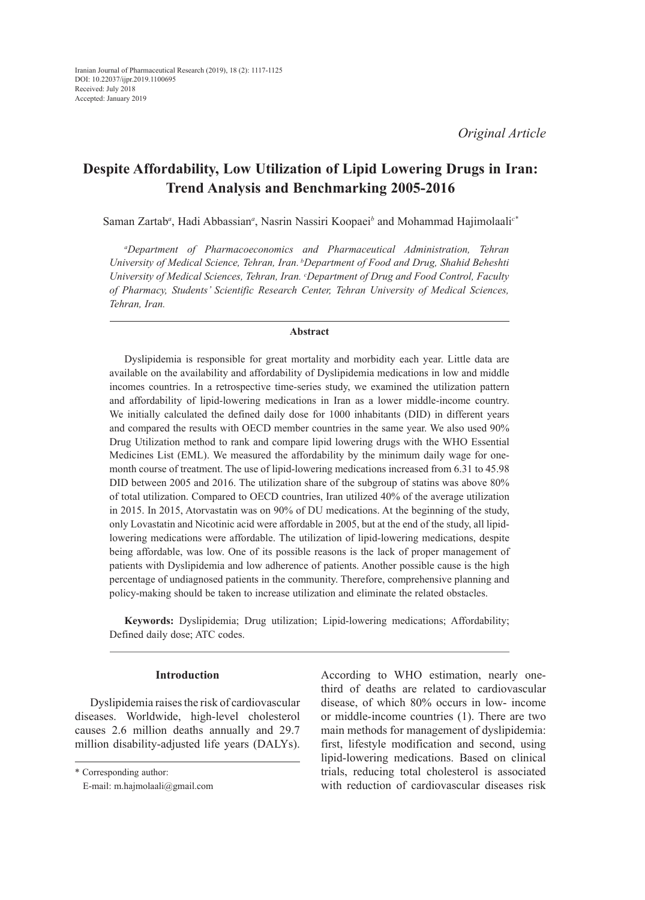Iranian Journal of Pharmaceutical Research (2019), 18 (2): 1117-1125
DOI: 10.22037/ijpr.2019.1100695
Received: July 2018
Accepted: January 2019

*Original Article*

# Despite Affordability, Low Utilization of Lipid Lowering Drugs in Iran: Trend Analysis and Benchmarking 2005-2016

Saman Zartab[a], Hadi Abbassian[a], Nasrin Nassiri Koopaei[b] and Mohammad Hajimolaali[c*]

*[a]Department of Pharmacoeconomics and Pharmaceutical Administration, Tehran University of Medical Science, Tehran, Iran. [b]Department of Food and Drug, Shahid Beheshti University of Medical Sciences, Tehran, Iran. [c]Department of Drug and Food Control, Faculty of Pharmacy, Students' Scientific Research Center, Tehran University of Medical Sciences, Tehran, Iran.*

## Abstract

Dyslipidemia is responsible for great mortality and morbidity each year. Little data are available on the availability and affordability of Dyslipidemia medications in low and middle incomes countries. In a retrospective time-series study, we examined the utilization pattern and affordability of lipid-lowering medications in Iran as a lower middle-income country. We initially calculated the defined daily dose for 1000 inhabitants (DID) in different years and compared the results with OECD member countries in the same year. We also used 90% Drug Utilization method to rank and compare lipid lowering drugs with the WHO Essential Medicines List (EML). We measured the affordability by the minimum daily wage for one-month course of treatment. The use of lipid-lowering medications increased from 6.31 to 45.98 DID between 2005 and 2016. The utilization share of the subgroup of statins was above 80% of total utilization. Compared to OECD countries, Iran utilized 40% of the average utilization in 2015. In 2015, Atorvastatin was on 90% of DU medications. At the beginning of the study, only Lovastatin and Nicotinic acid were affordable in 2005, but at the end of the study, all lipid-lowering medications were affordable. The utilization of lipid-lowering medications, despite being affordable, was low. One of its possible reasons is the lack of proper management of patients with Dyslipidemia and low adherence of patients. Another possible cause is the high percentage of undiagnosed patients in the community. Therefore, comprehensive planning and policy-making should be taken to increase utilization and eliminate the related obstacles.

**Keywords:** Dyslipidemia; Drug utilization; Lipid-lowering medications; Affordability; Defined daily dose; ATC codes.

## Introduction

Dyslipidemia raises the risk of cardiovascular diseases. Worldwide, high-level cholesterol causes 2.6 million deaths annually and 29.7 million disability-adjusted life years (DALYs). According to WHO estimation, nearly one-third of deaths are related to cardiovascular disease, of which 80% occurs in low- income or middle-income countries (1). There are two main methods for management of dyslipidemia: first, lifestyle modification and second, using lipid-lowering medications. Based on clinical trials, reducing total cholesterol is associated with reduction of cardiovascular diseases risk

\* Corresponding author:
E-mail: m.hajmolaali@gmail.com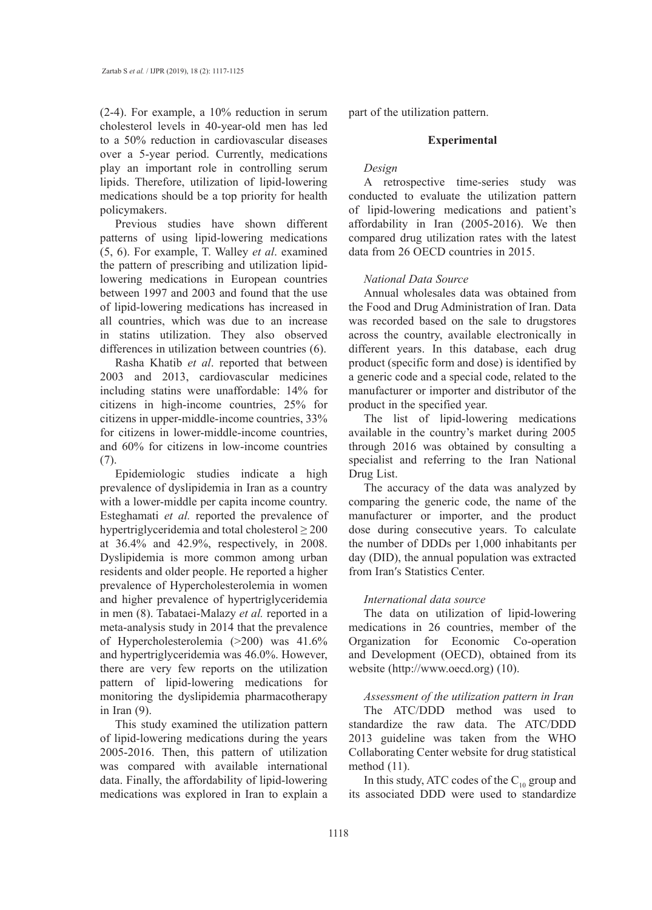(2-4). For example, a 10% reduction in serum cholesterol levels in 40-year-old men has led to a 50% reduction in cardiovascular diseases over a 5-year period. Currently, medications play an important role in controlling serum lipids. Therefore, utilization of lipid-lowering medications should be a top priority for health policymakers.

Previous studies have shown different patterns of using lipid-lowering medications (5, 6). For example, T. Walley *et al*. examined the pattern of prescribing and utilization lipid-lowering medications in European countries between 1997 and 2003 and found that the use of lipid-lowering medications has increased in all countries, which was due to an increase in statins utilization. They also observed differences in utilization between countries (6).

Rasha Khatib *et al*. reported that between 2003 and 2013, cardiovascular medicines including statins were unaffordable: 14% for citizens in high-income countries, 25% for citizens in upper-middle-income countries, 33% for citizens in lower-middle-income countries, and 60% for citizens in low-income countries (7).

Epidemiologic studies indicate a high prevalence of dyslipidemia in Iran as a country with a lower-middle per capita income country. Esteghamati *et al.* reported the prevalence of hypertriglyceridemia and total cholesterol ≥ 200 at 36.4% and 42.9%, respectively, in 2008. Dyslipidemia is more common among urban residents and older people. He reported a higher prevalence of Hypercholesterolemia in women and higher prevalence of hypertriglyceridemia in men (8). Tabataei-Malazy *et al.* reported in a meta-analysis study in 2014 that the prevalence of Hypercholesterolemia (>200) was 41.6% and hypertriglyceridemia was 46.0%. However, there are very few reports on the utilization pattern of lipid-lowering medications for monitoring the dyslipidemia pharmacotherapy in Iran (9).

This study examined the utilization pattern of lipid-lowering medications during the years 2005-2016. Then, this pattern of utilization was compared with available international data. Finally, the affordability of lipid-lowering medications was explored in Iran to explain a part of the utilization pattern.

## Experimental

### *Design*

A retrospective time-series study was conducted to evaluate the utilization pattern of lipid-lowering medications and patient's affordability in Iran (2005-2016). We then compared drug utilization rates with the latest data from 26 OECD countries in 2015.

### *National Data Source*

Annual wholesales data was obtained from the Food and Drug Administration of Iran. Data was recorded based on the sale to drugstores across the country, available electronically in different years. In this database, each drug product (specific form and dose) is identified by a generic code and a special code, related to the manufacturer or importer and distributor of the product in the specified year.

The list of lipid-lowering medications available in the country's market during 2005 through 2016 was obtained by consulting a specialist and referring to the Iran National Drug List.

The accuracy of the data was analyzed by comparing the generic code, the name of the manufacturer or importer, and the product dose during consecutive years. To calculate the number of DDDs per 1,000 inhabitants per day (DID), the annual population was extracted from Iran′s Statistics Center.

### *International data source*

The data on utilization of lipid-lowering medications in 26 countries, member of the Organization for Economic Co-operation and Development (OECD), obtained from its website (http://www.oecd.org) (10).

### *Assessment of the utilization pattern in Iran*

The ATC/DDD method was used to standardize the raw data. The ATC/DDD 2013 guideline was taken from the WHO Collaborating Center website for drug statistical method (11).

In this study, ATC codes of the $C_{10}$ group and its associated DDD were used to standardize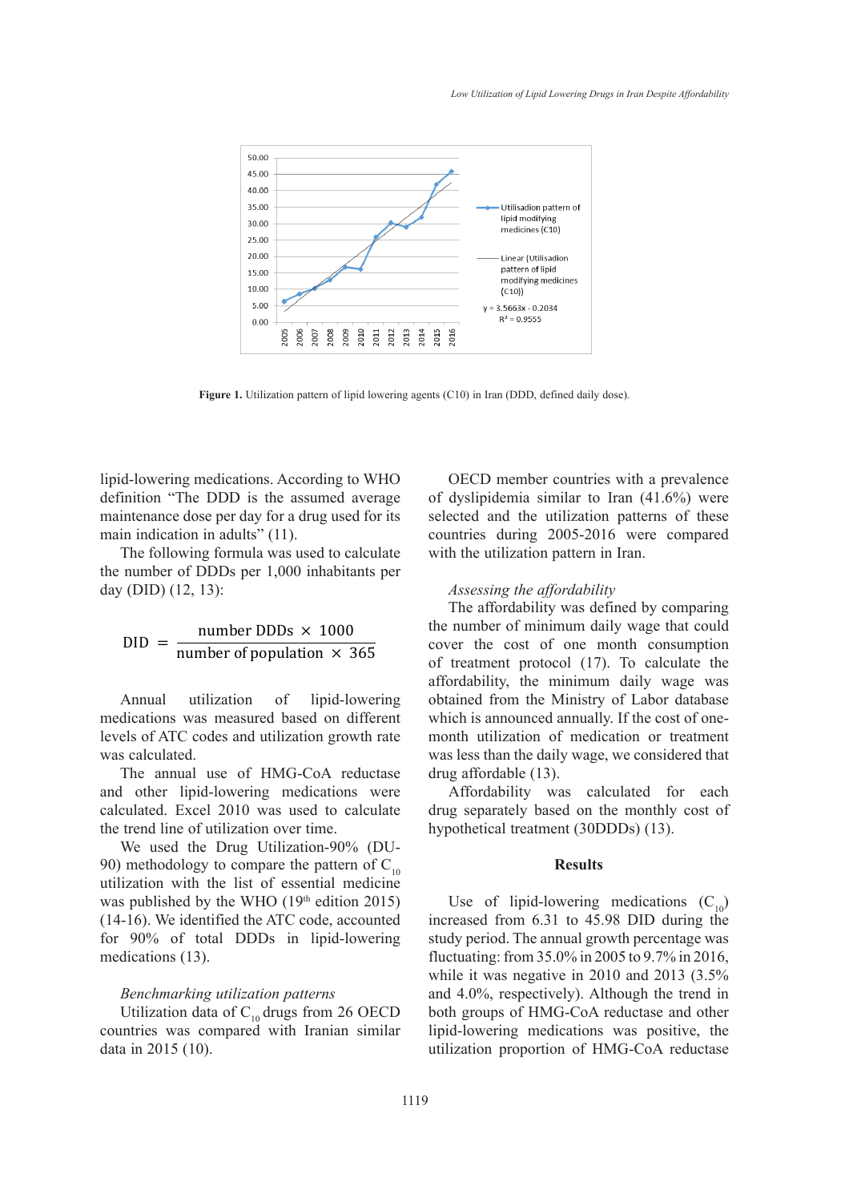Figure 1. Utilization pattern of lipid lowering agents (C10) in Iran (DDD, defined daily dose).

lipid-lowering medications. According to WHO definition "The DDD is the assumed average maintenance dose per day for a drug used for its main indication in adults" (11).

The following formula was used to calculate the number of DDDs per 1,000 inhabitants per day (DID) (12, 13):

$$\text{DID} = \frac{\text{number DDDs} \times 1000}{\text{number of population} \times 365}$$

Annual utilization of lipid-lowering medications was measured based on different levels of ATC codes and utilization growth rate was calculated.

The annual use of HMG-CoA reductase and other lipid-lowering medications were calculated. Excel 2010 was used to calculate the trend line of utilization over time.

We used the Drug Utilization-90% (DU-90) methodology to compare the pattern of $C_{10}$ utilization with the list of essential medicine was published by the WHO (19[th] edition 2015) (14-16). We identified the ATC code, accounted for 90% of total DDDs in lipid-lowering medications (13).

*Benchmarking utilization patterns*

Utilization data of $C_{10}$ drugs from 26 OECD countries was compared with Iranian similar data in 2015 (10). OECD member countries with a prevalence of dyslipidemia similar to Iran (41.6%) were selected and the utilization patterns of these countries during 2005-2016 were compared with the utilization pattern in Iran.

*Assessing the affordability*

The affordability was defined by comparing the number of minimum daily wage that could cover the cost of one month consumption of treatment protocol (17). To calculate the affordability, the minimum daily wage was obtained from the Ministry of Labor database which is announced annually. If the cost of one-month utilization of medication or treatment was less than the daily wage, we considered that drug affordable (13).

Affordability was calculated for each drug separately based on the monthly cost of hypothetical treatment (30DDDs) (13).

## Results

Use of lipid-lowering medications ($C_{10}$) increased from 6.31 to 45.98 DID during the study period. The annual growth percentage was fluctuating: from 35.0% in 2005 to 9.7% in 2016, while it was negative in 2010 and 2013 (3.5% and 4.0%, respectively). Although the trend in both groups of HMG-CoA reductase and other lipid-lowering medications was positive, the utilization proportion of HMG-CoA reductase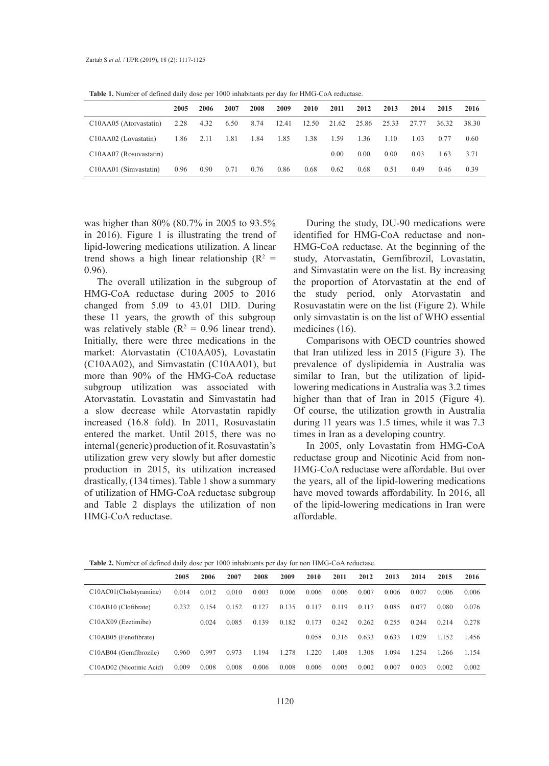**Table 1.** Number of defined daily dose per 1000 inhabitants per day for HMG-CoA reductase.

| | 2005 | 2006 | 2007 | 2008 | 2009 | 2010 | 2011 | 2012 | 2013 | 2014 | 2015 | 2016 |
|---|---|---|---|---|---|---|---|---|---|---|---|---|
| C10AA05 (Atorvastatin) | 2.28 | 4.32 | 6.50 | 8.74 | 12.41 | 12.50 | 21.62 | 25.86 | 25.33 | 27.77 | 36.32 | 38.30 |
| C10AA02 (Lovastatin) | 1.86 | 2.11 | 1.81 | 1.84 | 1.85 | 1.38 | 1.59 | 1.36 | 1.10 | 1.03 | 0.77 | 0.60 |
| C10AA07 (Rosuvastatin) | | | | | | | 0.00 | 0.00 | 0.00 | 0.03 | 1.63 | 3.71 |
| C10AA01 (Simvastatin) | 0.96 | 0.90 | 0.71 | 0.76 | 0.86 | 0.68 | 0.62 | 0.68 | 0.51 | 0.49 | 0.46 | 0.39 |

was higher than 80% (80.7% in 2005 to 93.5% in 2016). Figure 1 is illustrating the trend of lipid-lowering medications utilization. A linear trend shows a high linear relationship ($R^2$ = 0.96).

The overall utilization in the subgroup of HMG-CoA reductase during 2005 to 2016 changed from 5.09 to 43.01 DID. During these 11 years, the growth of this subgroup was relatively stable ($R^2$ = 0.96 linear trend). Initially, there were three medications in the market: Atorvastatin (C10AA05), Lovastatin (C10AA02), and Simvastatin (C10AA01), but more than 90% of the HMG-CoA reductase subgroup utilization was associated with Atorvastatin. Lovastatin and Simvastatin had a slow decrease while Atorvastatin rapidly increased (16.8 fold). In 2011, Rosuvastatin entered the market. Until 2015, there was no internal (generic) production of it. Rosuvastatin's utilization grew very slowly but after domestic production in 2015, its utilization increased drastically, (134 times). Table 1 show a summary of utilization of HMG-CoA reductase subgroup and Table 2 displays the utilization of non HMG-CoA reductase.

During the study, DU-90 medications were identified for HMG-CoA reductase and non-HMG-CoA reductase. At the beginning of the study, Atorvastatin, Gemfibrozil, Lovastatin, and Simvastatin were on the list. By increasing the proportion of Atorvastatin at the end of the study period, only Atorvastatin and Rosuvastatin were on the list (Figure 2). While only simvastatin is on the list of WHO essential medicines (16).

Comparisons with OECD countries showed that Iran utilized less in 2015 (Figure 3). The prevalence of dyslipidemia in Australia was similar to Iran, but the utilization of lipid-lowering medications in Australia was 3.2 times higher than that of Iran in 2015 (Figure 4). Of course, the utilization growth in Australia during 11 years was 1.5 times, while it was 7.3 times in Iran as a developing country.

In 2005, only Lovastatin from HMG-CoA reductase group and Nicotinic Acid from non-HMG-CoA reductase were affordable. But over the years, all of the lipid-lowering medications have moved towards affordability. In 2016, all of the lipid-lowering medications in Iran were affordable.

**Table 2.** Number of defined daily dose per 1000 inhabitants per day for non HMG-CoA reductase.

| | 2005 | 2006 | 2007 | 2008 | 2009 | 2010 | 2011 | 2012 | 2013 | 2014 | 2015 | 2016 |
|---|---|---|---|---|---|---|---|---|---|---|---|---|
| C10AC01(Cholstyramine) | 0.014 | 0.012 | 0.010 | 0.003 | 0.006 | 0.006 | 0.006 | 0.007 | 0.006 | 0.007 | 0.006 | 0.006 |
| C10AB10 (Clofibrate) | 0.232 | 0.154 | 0.152 | 0.127 | 0.135 | 0.117 | 0.119 | 0.117 | 0.085 | 0.077 | 0.080 | 0.076 |
| C10AX09 (Ezetimibe) | | 0.024 | 0.085 | 0.139 | 0.182 | 0.173 | 0.242 | 0.262 | 0.255 | 0.244 | 0.214 | 0.278 |
| C10AB05 (Fenofibrate) | | | | | | 0.058 | 0.316 | 0.633 | 0.633 | 1.029 | 1.152 | 1.456 |
| C10AB04 (Gemfibrozile) | 0.960 | 0.997 | 0.973 | 1.194 | 1.278 | 1.220 | 1.408 | 1.308 | 1.094 | 1.254 | 1.266 | 1.154 |
| C10AD02 (Nicotinic Acid) | 0.009 | 0.008 | 0.008 | 0.006 | 0.008 | 0.006 | 0.005 | 0.002 | 0.007 | 0.003 | 0.002 | 0.002 |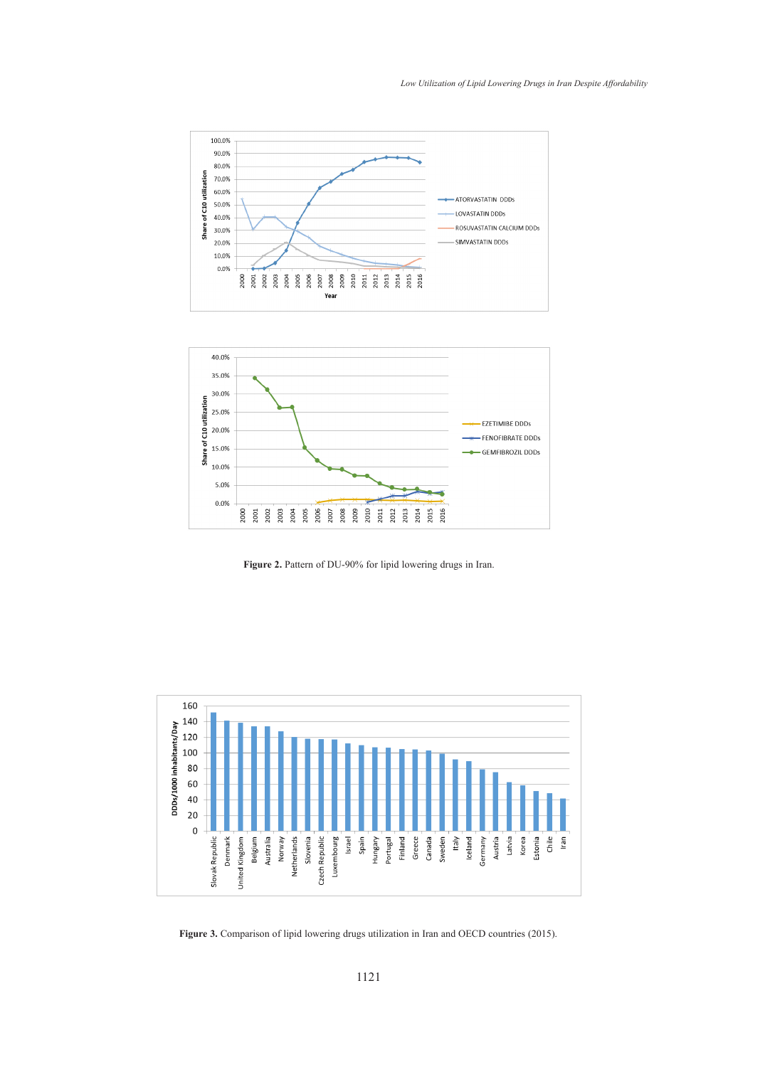**Figure 2.** Pattern of DU-90% for lipid lowering drugs in Iran.

**Figure 3.** Comparison of lipid lowering drugs utilization in Iran and OECD countries (2015).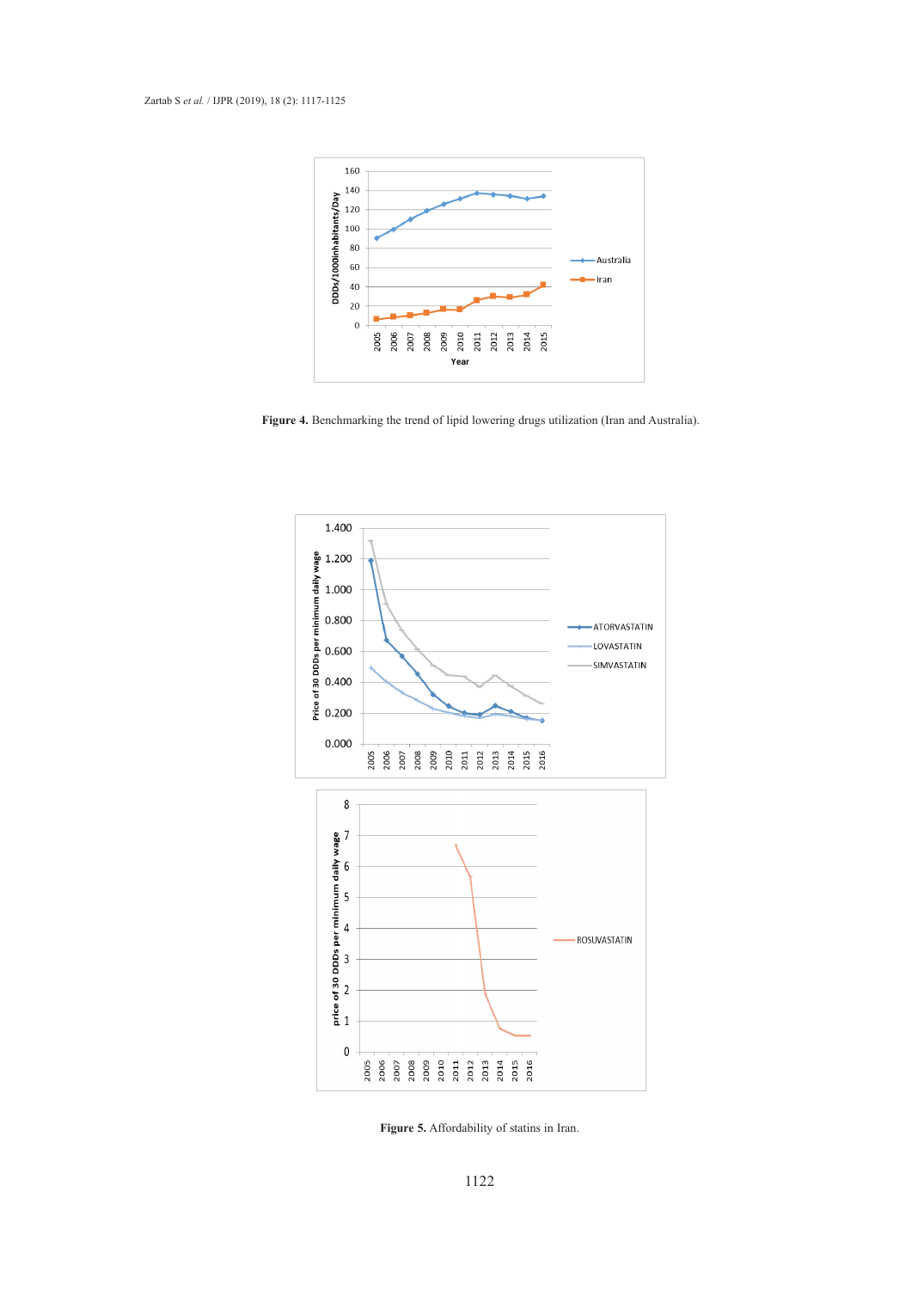Figure 4. Benchmarking the trend of lipid lowering drugs utilization (Iran and Australia).

Figure 5. Affordability of statins in Iran.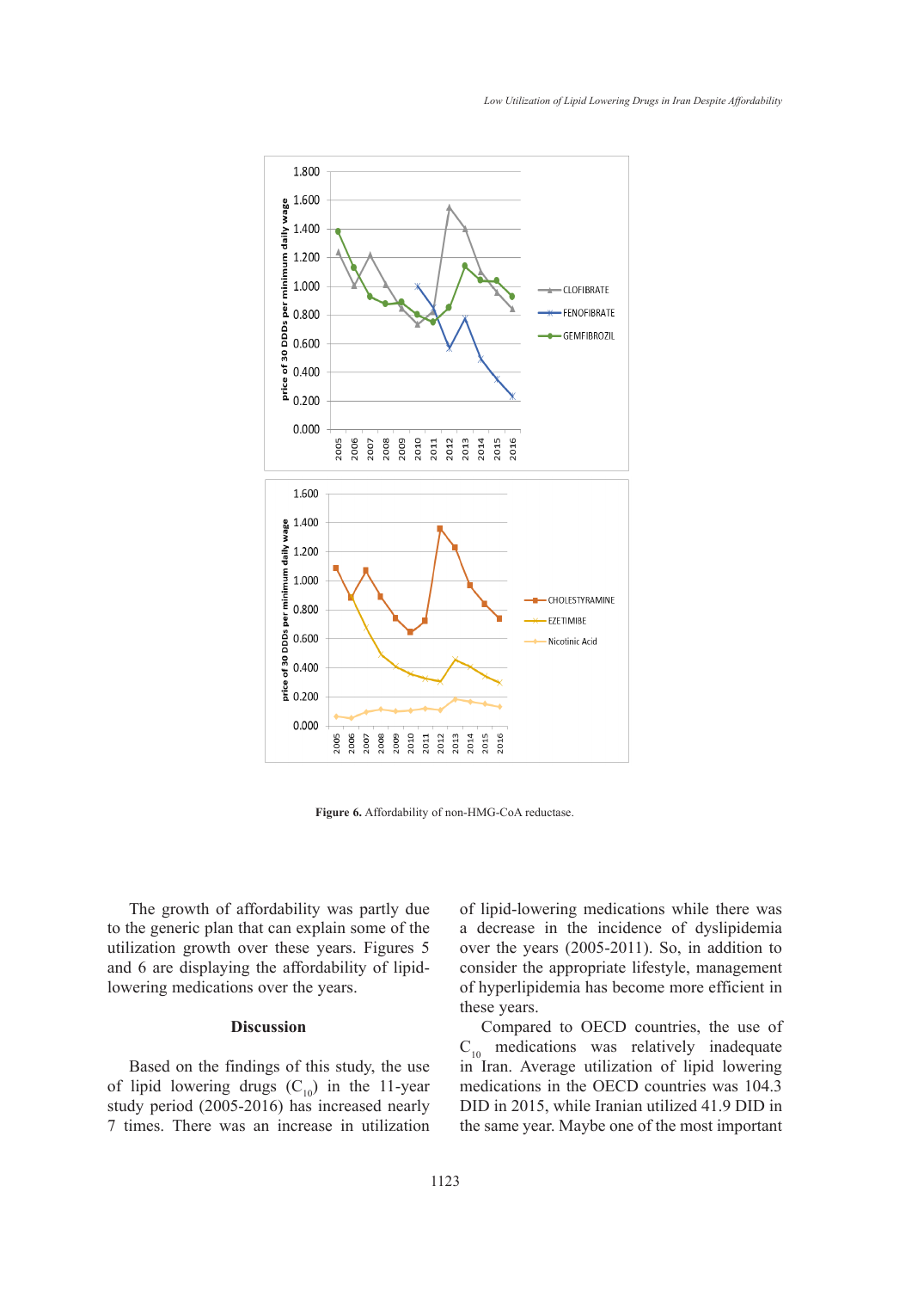**Figure 6.** Affordability of non-HMG-CoA reductase.

The growth of affordability was partly due to the generic plan that can explain some of the utilization growth over these years. Figures 5 and 6 are displaying the affordability of lipid-lowering medications over the years.

## Discussion

Based on the findings of this study, the use of lipid lowering drugs ($C_{10}$) in the 11-year study period (2005-2016) has increased nearly 7 times. There was an increase in utilization of lipid-lowering medications while there was a decrease in the incidence of dyslipidemia over the years (2005-2011). So, in addition to consider the appropriate lifestyle, management of hyperlipidemia has become more efficient in these years.

Compared to OECD countries, the use of $C_{10}$ medications was relatively inadequate in Iran. Average utilization of lipid lowering medications in the OECD countries was 104.3 DID in 2015, while Iranian utilized 41.9 DID in the same year. Maybe one of the most important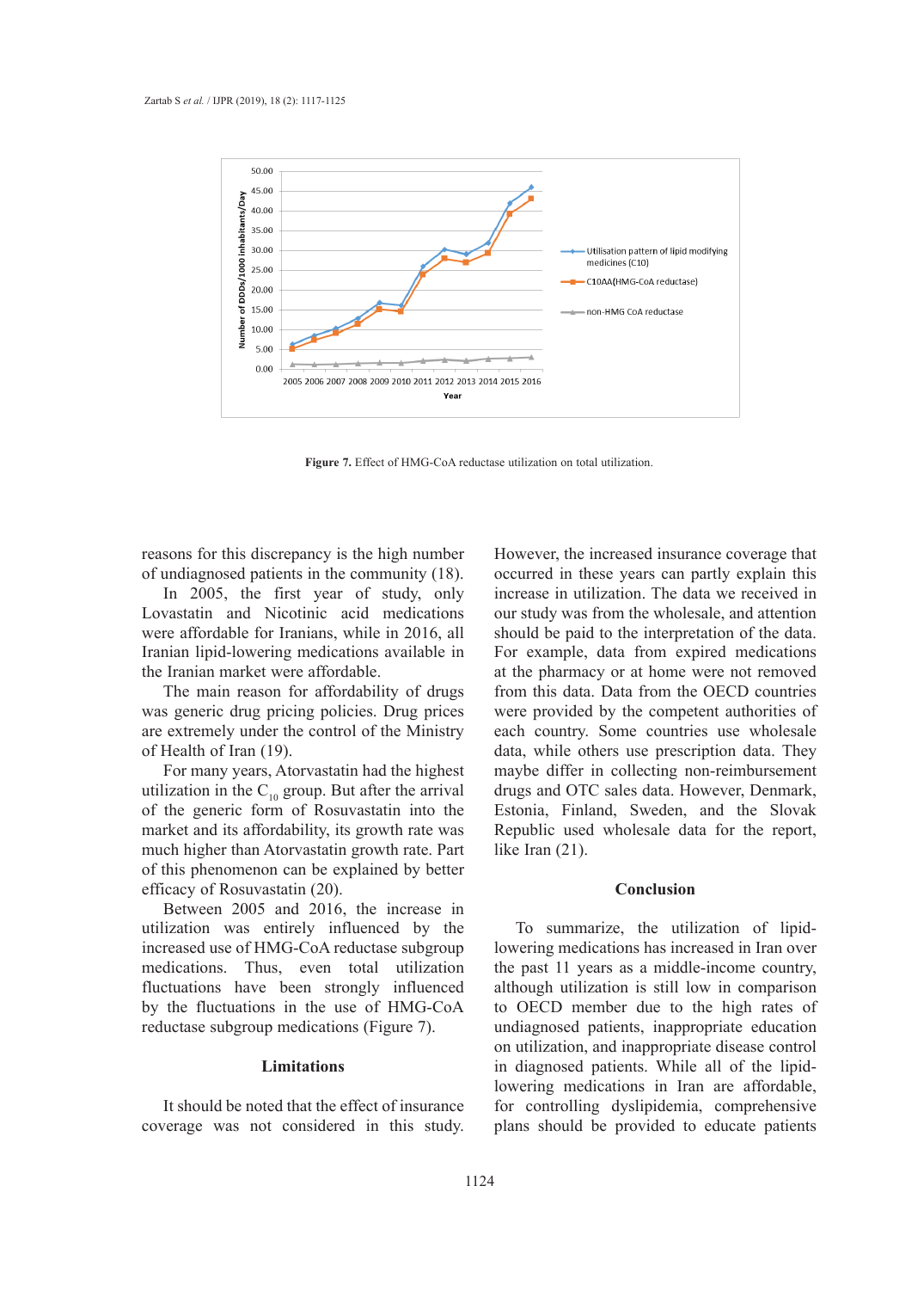Figure 7. Effect of HMG-CoA reductase utilization on total utilization.

reasons for this discrepancy is the high number of undiagnosed patients in the community (18).

In 2005, the first year of study, only Lovastatin and Nicotinic acid medications were affordable for Iranians, while in 2016, all Iranian lipid-lowering medications available in the Iranian market were affordable.

The main reason for affordability of drugs was generic drug pricing policies. Drug prices are extremely under the control of the Ministry of Health of Iran (19).

For many years, Atorvastatin had the highest utilization in the $C_{10}$ group. But after the arrival of the generic form of Rosuvastatin into the market and its affordability, its growth rate was much higher than Atorvastatin growth rate. Part of this phenomenon can be explained by better efficacy of Rosuvastatin (20).

Between 2005 and 2016, the increase in utilization was entirely influenced by the increased use of HMG-CoA reductase subgroup medications. Thus, even total utilization fluctuations have been strongly influenced by the fluctuations in the use of HMG-CoA reductase subgroup medications (Figure 7).

## Limitations

It should be noted that the effect of insurance coverage was not considered in this study. However, the increased insurance coverage that occurred in these years can partly explain this increase in utilization. The data we received in our study was from the wholesale, and attention should be paid to the interpretation of the data. For example, data from expired medications at the pharmacy or at home were not removed from this data. Data from the OECD countries were provided by the competent authorities of each country. Some countries use wholesale data, while others use prescription data. They maybe differ in collecting non-reimbursement drugs and OTC sales data. However, Denmark, Estonia, Finland, Sweden, and the Slovak Republic used wholesale data for the report, like Iran (21).

## Conclusion

To summarize, the utilization of lipid-lowering medications has increased in Iran over the past 11 years as a middle-income country, although utilization is still low in comparison to OECD member due to the high rates of undiagnosed patients, inappropriate education on utilization, and inappropriate disease control in diagnosed patients. While all of the lipid-lowering medications in Iran are affordable, for controlling dyslipidemia, comprehensive plans should be provided to educate patients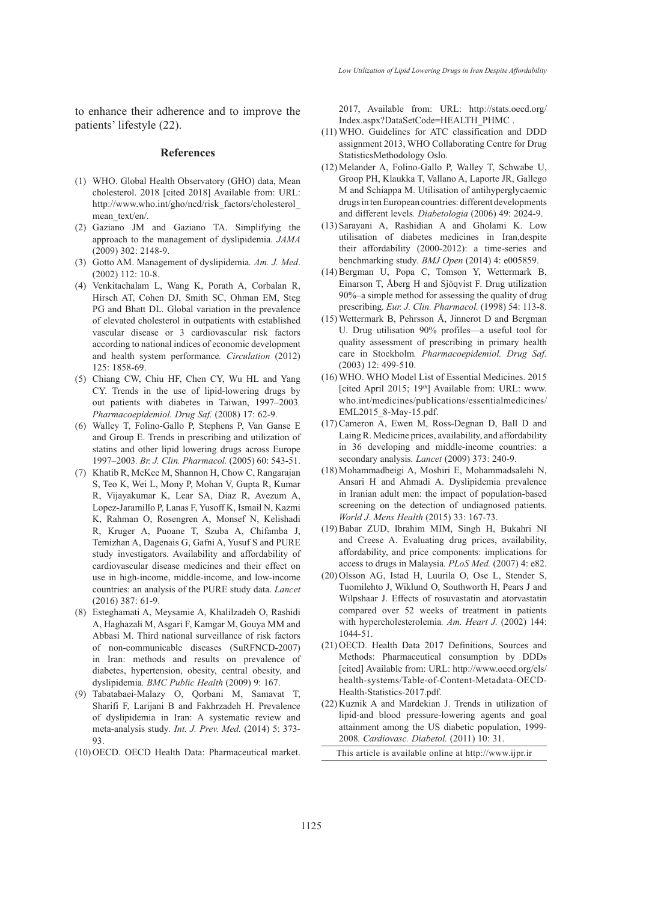to enhance their adherence and to improve the patients' lifestyle (22).

## References

(1) WHO. Global Health Observatory (GHO) data, Mean cholesterol. 2018 [cited 2018] Available from: URL: http://www.who.int/gho/ncd/risk_factors/cholesterol_mean_text/en/.

(2) Gaziano JM and Gaziano TA. Simplifying the approach to the management of dyslipidemia. *JAMA* (2009) 302: 2148-9.

(3) Gotto AM. Management of dyslipidemia. *Am. J. Med*. (2002) 112: 10-8.

(4) Venkitachalam L, Wang K, Porath A, Corbalan R, Hirsch AT, Cohen DJ, Smith SC, Ohman EM, Steg PG and Bhatt DL. Global variation in the prevalence of elevated cholesterol in outpatients with established vascular disease or 3 cardiovascular risk factors according to national indices of economic development and health system performance. *Circulation* (2012) 125: 1858-69.

(5) Chiang CW, Chiu HF, Chen CY, Wu HL and Yang CY. Trends in the use of lipid-lowering drugs by out patients with diabetes in Taiwan, 1997–2003. *Pharmacoepidemiol. Drug Saf.* (2008) 17: 62-9.

(6) Walley T, Folino-Gallo P, Stephens P, Van Ganse E and Group E. Trends in prescribing and utilization of statins and other lipid lowering drugs across Europe 1997–2003. *Br. J. Clin. Pharmacol.* (2005) 60: 543-51.

(7) Khatib R, McKee M, Shannon H, Chow C, Rangarajan S, Teo K, Wei L, Mony P, Mohan V, Gupta R, Kumar R, Vijayakumar K, Lear SA, Diaz R, Avezum A, Lopez-Jaramillo P, Lanas F, Yusoff K, Ismail N, Kazmi K, Rahman O, Rosengren A, Monsef N, Kelishadi R, Kruger A, Puoane T, Szuba A, Chifamba J, Temizhan A, Dagenais G, Gafni A, Yusuf S and PURE study investigators. Availability and affordability of cardiovascular disease medicines and their effect on use in high-income, middle-income, and low-income countries: an analysis of the PURE study data. *Lancet* (2016) 387: 61-9.

(8) Esteghamati A, Meysamie A, Khalilzadeh O, Rashidi A, Haghazali M, Asgari F, Kamgar M, Gouya MM and Abbasi M. Third national surveillance of risk factors of non-communicable diseases (SuRFNCD-2007) in Iran: methods and results on prevalence of diabetes, hypertension, obesity, central obesity, and dyslipidemia. *BMC Public Health* (2009) 9: 167.

(9) Tabatabaei-Malazy O, Qorbani M, Samavat T, Sharifi F, Larijani B and Fakhrzadeh H. Prevalence of dyslipidemia in Iran: A systematic review and meta-analysis study. *Int. J. Prev. Med.* (2014) 5: 373-93.

(10) OECD. OECD Health Data: Pharmaceutical market. 2017, Available from: URL: http://stats.oecd.org/Index.aspx?DataSetCode=HEALTH_PHMC .

(11) WHO. Guidelines for ATC classification and DDD assignment 2013, WHO Collaborating Centre for Drug StatisticsMethodology Oslo.

(12) Melander A, Folino-Gallo P, Walley T, Schwabe U, Groop PH, Klaukka T, Vallano A, Laporte JR, Gallego M and Schiappa M. Utilisation of antihyperglycaemic drugs in ten European countries: different developments and different levels. *Diabetologia* (2006) 49: 2024-9.

(13) Sarayani A, Rashidian A and Gholami K. Low utilisation of diabetes medicines in Iran,despite their affordability (2000-2012): a time-series and benchmarking study. *BMJ Open* (2014) 4: e005859.

(14) Bergman U, Popa C, Tomson Y, Wettermark B, Einarson T, Åberg H and Sjöqvist F. Drug utilization 90%–a simple method for assessing the quality of drug prescribing. *Eur. J. Clin. Pharmacol.* (1998) 54: 113-8.

(15) Wettermark B, Pehrsson Å, Jinnerot D and Bergman U. Drug utilisation 90% profiles—a useful tool for quality assessment of prescribing in primary health care in Stockholm. *Pharmacoepidemiol. Drug Saf.* (2003) 12: 499-510.

(16) WHO. WHO Model List of Essential Medicines. 2015 [cited April 2015; 19th] Available from: URL: www.who.int/medicines/publications/essentialmedicines/EML2015_8-May-15.pdf.

(17) Cameron A, Ewen M, Ross-Degnan D, Ball D and Laing R. Medicine prices, availability, and affordability in 36 developing and middle-income countries: a secondary analysis. *Lancet* (2009) 373: 240-9.

(18) Mohammadbeigi A, Moshiri E, Mohammadsalehi N, Ansari H and Ahmadi A. Dyslipidemia prevalence in Iranian adult men: the impact of population-based screening on the detection of undiagnosed patients. *World J. Mens Health* (2015) 33: 167-73.

(19) Babar ZUD, Ibrahim MIM, Singh H, Bukahri NI and Creese A. Evaluating drug prices, availability, affordability, and price components: implications for access to drugs in Malaysia. *PLoS Med.* (2007) 4: e82.

(20) Olsson AG, Istad H, Luurila O, Ose L, Stender S, Tuomilehto J, Wiklund O, Southworth H, Pears J and Wilpshaar J. Effects of rosuvastatin and atorvastatin compared over 52 weeks of treatment in patients with hypercholesterolemia. *Am. Heart J.* (2002) 144: 1044-51.

(21) OECD. Health Data 2017 Definitions, Sources and Methods: Pharmaceutical consumption by DDDs [cited] Available from: URL: http://www.oecd.org/els/health-systems/Table-of-Content-Metadata-OECD-Health-Statistics-2017.pdf.

(22) Kuznik A and Mardekian J. Trends in utilization of lipid-and blood pressure-lowering agents and goal attainment among the US diabetic population, 1999-2008. *Cardiovasc. Diabetol.* (2011) 10: 31.

This article is available online at http://www.ijpr.ir